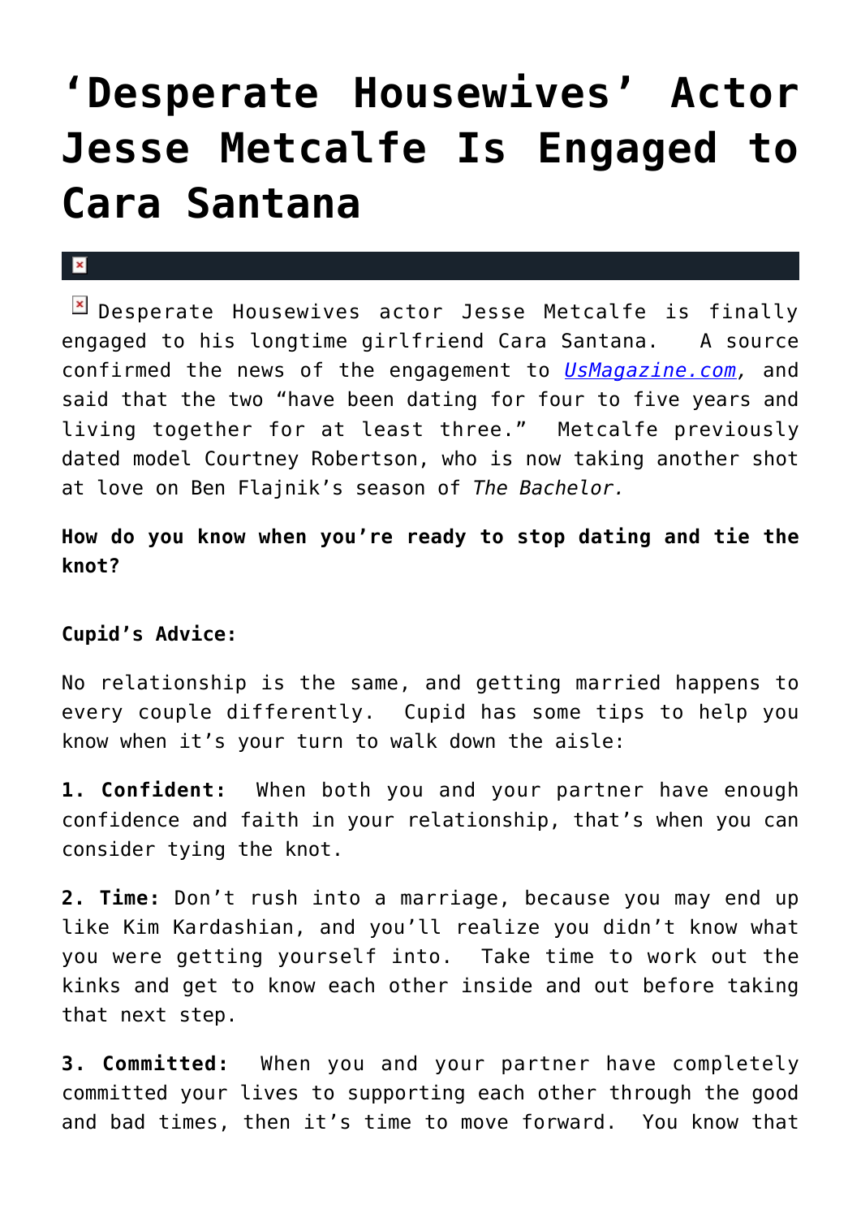# ‘Desperate Housewives’ Actor Jesse Metcalfe Is Engaged to Cara Santana

Desperate Housewives actor Jesse Metcalfe is finally engaged to his longtime girlfriend Cara Santana. A source confirmed the news of the engagement to *UsMagazine.com*, and said that the two “have been dating for four to five years and living together for at least three.” Metcalfe previously dated model Courtney Robertson, who is now taking another shot at love on Ben Flajnik’s season of *The Bachelor.*

**How do you know when you’re ready to stop dating and tie the knot?**

**Cupid’s Advice:**

No relationship is the same, and getting married happens to every couple differently. Cupid has some tips to help you know when it’s your turn to walk down the aisle:

**1. Confident:** When both you and your partner have enough confidence and faith in your relationship, that’s when you can consider tying the knot.

**2. Time:** Don’t rush into a marriage, because you may end up like Kim Kardashian, and you’ll realize you didn’t know what you were getting yourself into. Take time to work out the kinks and get to know each other inside and out before taking that next step.

**3. Committed:** When you and your partner have completely committed your lives to supporting each other through the good and bad times, then it’s time to move forward. You know that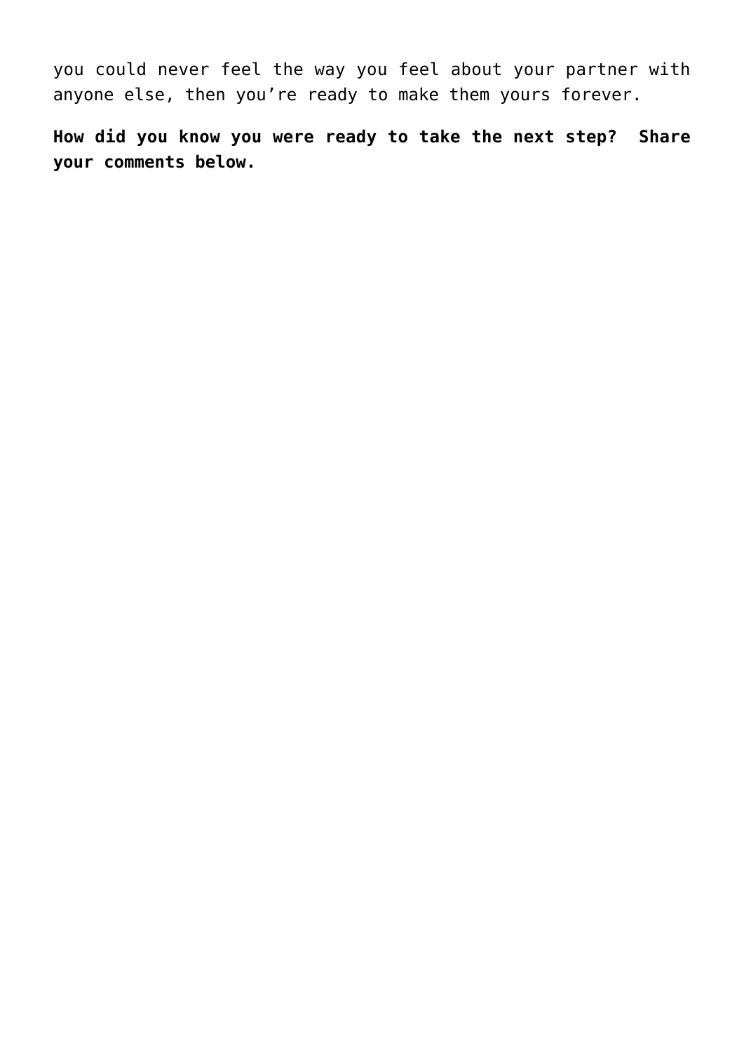you could never feel the way you feel about your partner with anyone else, then you’re ready to make them yours forever.

**How did you know you were ready to take the next step? Share your comments below.**